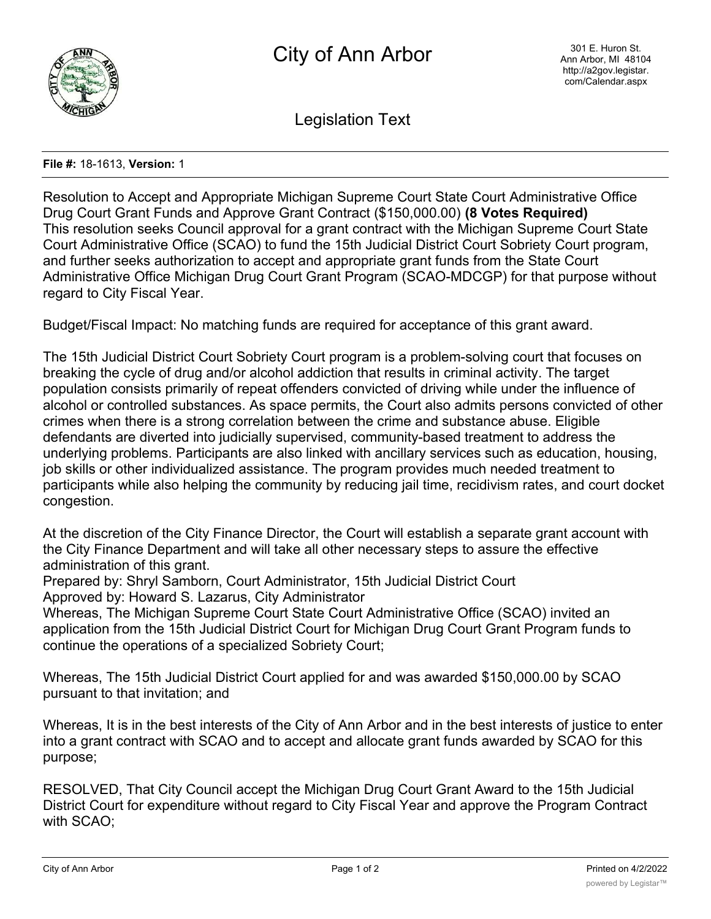# City of Ann Arbor

301 E. Huron St.
Ann Arbor, MI 48104
http://a2gov.legistar.com/Calendar.aspx

## Legislation Text

**File #:** 18-1613, **Version:** 1

Resolution to Accept and Appropriate Michigan Supreme Court State Court Administrative Office Drug Court Grant Funds and Approve Grant Contract ($150,000.00) **(8 Votes Required)**
This resolution seeks Council approval for a grant contract with the Michigan Supreme Court State Court Administrative Office (SCAO) to fund the 15th Judicial District Court Sobriety Court program, and further seeks authorization to accept and appropriate grant funds from the State Court Administrative Office Michigan Drug Court Grant Program (SCAO-MDCGP) for that purpose without regard to City Fiscal Year.

Budget/Fiscal Impact: No matching funds are required for acceptance of this grant award.

The 15th Judicial District Court Sobriety Court program is a problem-solving court that focuses on breaking the cycle of drug and/or alcohol addiction that results in criminal activity. The target population consists primarily of repeat offenders convicted of driving while under the influence of alcohol or controlled substances. As space permits, the Court also admits persons convicted of other crimes when there is a strong correlation between the crime and substance abuse. Eligible defendants are diverted into judicially supervised, community-based treatment to address the underlying problems. Participants are also linked with ancillary services such as education, housing, job skills or other individualized assistance. The program provides much needed treatment to participants while also helping the community by reducing jail time, recidivism rates, and court docket congestion.

At the discretion of the City Finance Director, the Court will establish a separate grant account with the City Finance Department and will take all other necessary steps to assure the effective administration of this grant.
Prepared by: Shryl Samborn, Court Administrator, 15th Judicial District Court
Approved by: Howard S. Lazarus, City Administrator
Whereas, The Michigan Supreme Court State Court Administrative Office (SCAO) invited an application from the 15th Judicial District Court for Michigan Drug Court Grant Program funds to continue the operations of a specialized Sobriety Court;

Whereas, The 15th Judicial District Court applied for and was awarded $150,000.00 by SCAO pursuant to that invitation; and

Whereas, It is in the best interests of the City of Ann Arbor and in the best interests of justice to enter into a grant contract with SCAO and to accept and allocate grant funds awarded by SCAO for this purpose;

RESOLVED, That City Council accept the Michigan Drug Court Grant Award to the 15th Judicial District Court for expenditure without regard to City Fiscal Year and approve the Program Contract with SCAO;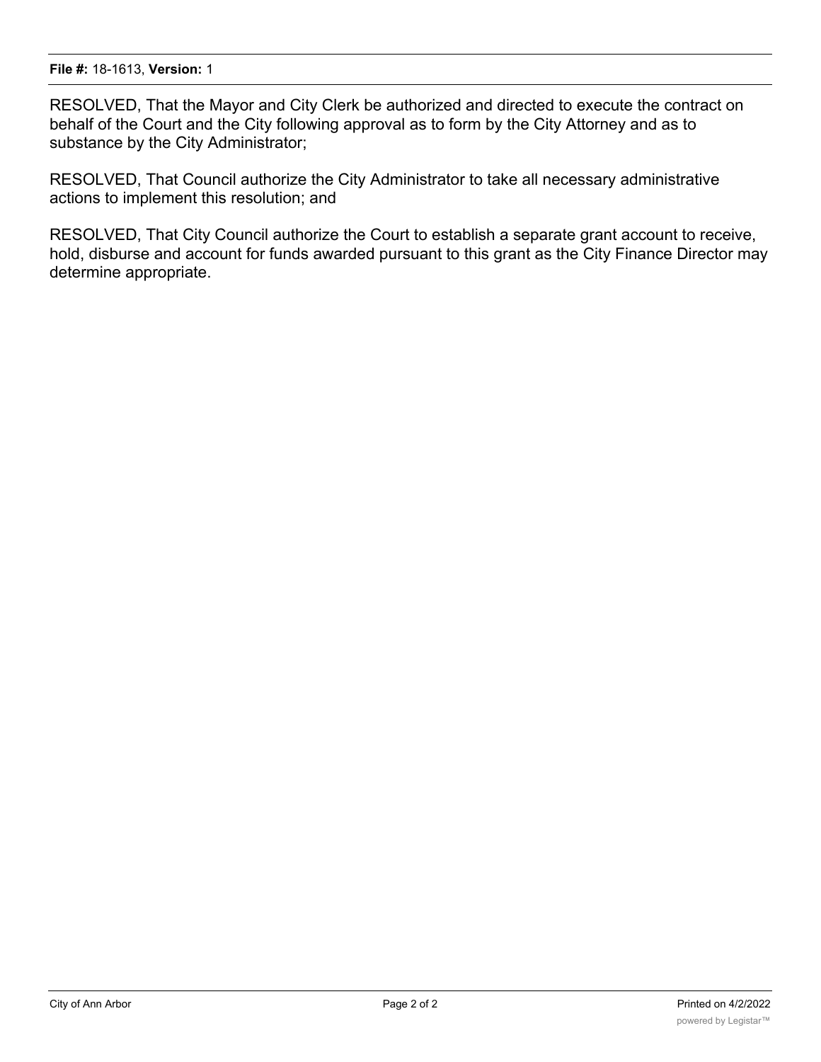RESOLVED, That the Mayor and City Clerk be authorized and directed to execute the contract on behalf of the Court and the City following approval as to form by the City Attorney and as to substance by the City Administrator;

RESOLVED, That Council authorize the City Administrator to take all necessary administrative actions to implement this resolution; and

RESOLVED, That City Council authorize the Court to establish a separate grant account to receive, hold, disburse and account for funds awarded pursuant to this grant as the City Finance Director may determine appropriate.